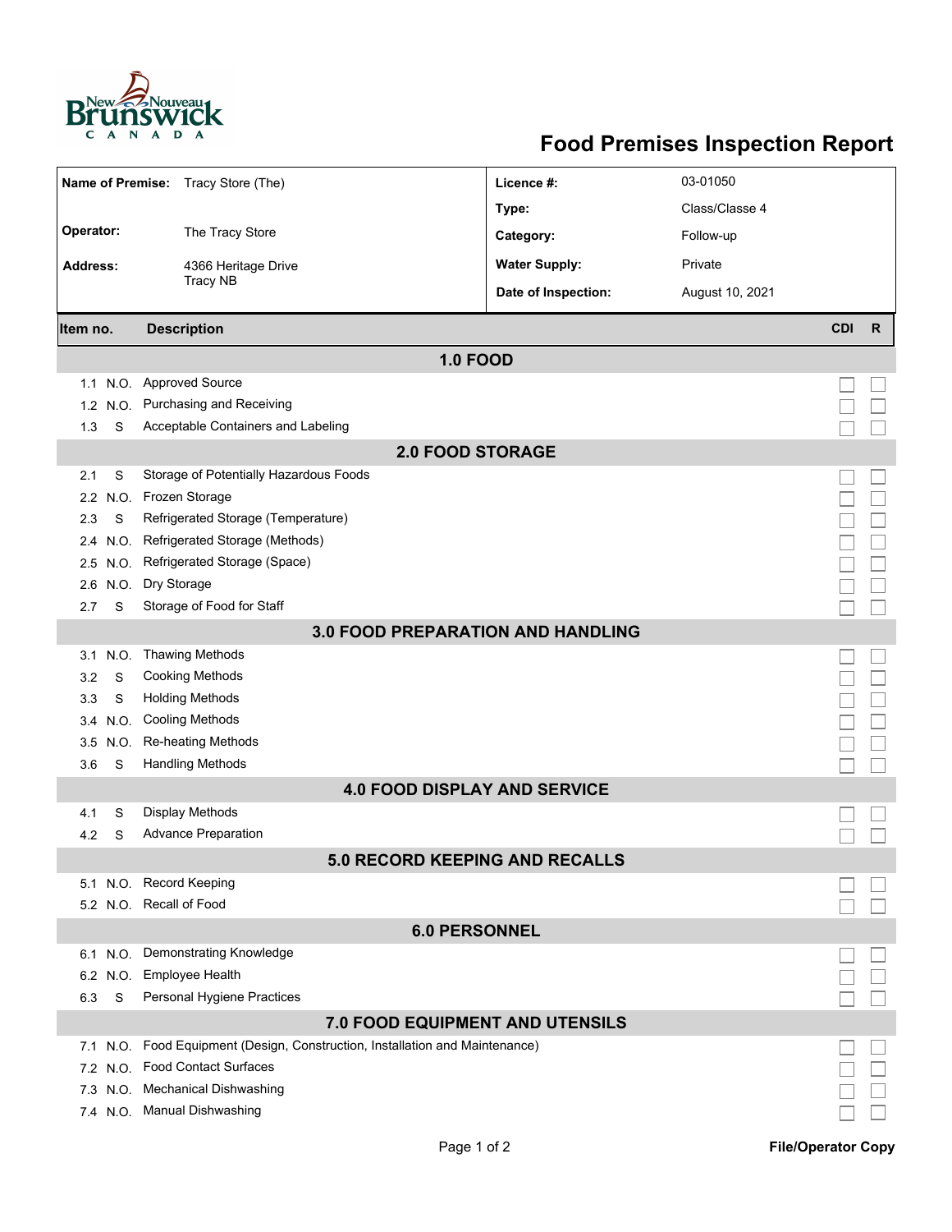New Brunswick Nouveau-Brunswick CANADA

# Food Premises Inspection Report

| | | | |
|---|---|---|---|
| **Name of Premise:** | Tracy Store (The) | **Licence #:** | 03-01050 |
| | | **Type:** | Class/Classe 4 |
| **Operator:** | The Tracy Store | **Category:** | Follow-up |
| **Address:** | 4366 Heritage Drive Tracy NB | **Water Supply:** | Private |
| | | **Date of Inspection:** | August 10, 2021 |

| Item no. | | Description | CDI | R |
|---|---|---|---|---|
| **1.0 FOOD** | | | | |
| 1.1 | N.O. | Approved Source | ☐ | ☐ |
| 1.2 | N.O. | Purchasing and Receiving | ☐ | ☐ |
| 1.3 | S | Acceptable Containers and Labeling | ☐ | ☐ |
| **2.0 FOOD STORAGE** | | | | |
| 2.1 | S | Storage of Potentially Hazardous Foods | ☐ | ☐ |
| 2.2 | N.O. | Frozen Storage | ☐ | ☐ |
| 2.3 | S | Refrigerated Storage (Temperature) | ☐ | ☐ |
| 2.4 | N.O. | Refrigerated Storage (Methods) | ☐ | ☐ |
| 2.5 | N.O. | Refrigerated Storage (Space) | ☐ | ☐ |
| 2.6 | N.O. | Dry Storage | ☐ | ☐ |
| 2.7 | S | Storage of Food for Staff | ☐ | ☐ |
| **3.0 FOOD PREPARATION AND HANDLING** | | | | |
| 3.1 | N.O. | Thawing Methods | ☐ | ☐ |
| 3.2 | S | Cooking Methods | ☐ | ☐ |
| 3.3 | S | Holding Methods | ☐ | ☐ |
| 3.4 | N.O. | Cooling Methods | ☐ | ☐ |
| 3.5 | N.O. | Re-heating Methods | ☐ | ☐ |
| 3.6 | S | Handling Methods | ☐ | ☐ |
| **4.0 FOOD DISPLAY AND SERVICE** | | | | |
| 4.1 | S | Display Methods | ☐ | ☐ |
| 4.2 | S | Advance Preparation | ☐ | ☐ |
| **5.0 RECORD KEEPING AND RECALLS** | | | | |
| 5.1 | N.O. | Record Keeping | ☐ | ☐ |
| 5.2 | N.O. | Recall of Food | ☐ | ☐ |
| **6.0 PERSONNEL** | | | | |
| 6.1 | N.O. | Demonstrating Knowledge | ☐ | ☐ |
| 6.2 | N.O. | Employee Health | ☐ | ☐ |
| 6.3 | S | Personal Hygiene Practices | ☐ | ☐ |
| **7.0 FOOD EQUIPMENT AND UTENSILS** | | | | |
| 7.1 | N.O. | Food Equipment (Design, Construction, Installation and Maintenance) | ☐ | ☐ |
| 7.2 | N.O. | Food Contact Surfaces | ☐ | ☐ |
| 7.3 | N.O. | Mechanical Dishwashing | ☐ | ☐ |
| 7.4 | N.O. | Manual Dishwashing | ☐ | ☐ |

File/Operator Copy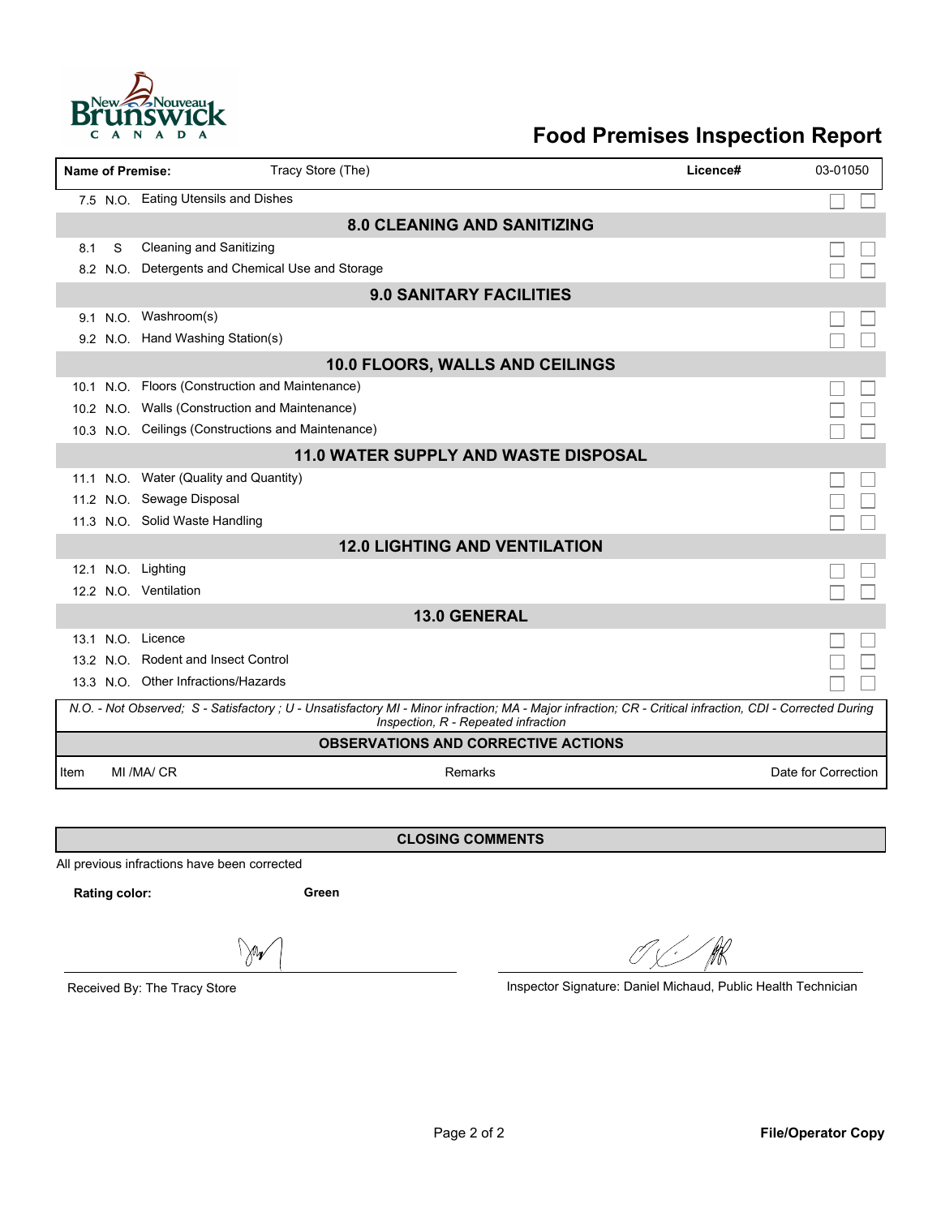# Food Premises Inspection Report

| Name of Premise: | Tracy Store (The) | Licence# | 03-01050 |
|---|---|---|---|

| | | | | |
|---|---|---|---|---|
| 7.5 | N.O. | Eating Utensils and Dishes | ☐ | ☐ |
| **8.0 CLEANING AND SANITIZING** | | | | |
| 8.1 | S | Cleaning and Sanitizing | ☐ | ☐ |
| 8.2 | N.O. | Detergents and Chemical Use and Storage | ☐ | ☐ |
| **9.0 SANITARY FACILITIES** | | | | |
| 9.1 | N.O. | Washroom(s) | ☐ | ☐ |
| 9.2 | N.O. | Hand Washing Station(s) | ☐ | ☐ |
| **10.0 FLOORS, WALLS AND CEILINGS** | | | | |
| 10.1 | N.O. | Floors (Construction and Maintenance) | ☐ | ☐ |
| 10.2 | N.O. | Walls (Construction and Maintenance) | ☐ | ☐ |
| 10.3 | N.O. | Ceilings (Constructions and Maintenance) | ☐ | ☐ |
| **11.0 WATER SUPPLY AND WASTE DISPOSAL** | | | | |
| 11.1 | N.O. | Water (Quality and Quantity) | ☐ | ☐ |
| 11.2 | N.O. | Sewage Disposal | ☐ | ☐ |
| 11.3 | N.O. | Solid Waste Handling | ☐ | ☐ |
| **12.0 LIGHTING AND VENTILATION** | | | | |
| 12.1 | N.O. | Lighting | ☐ | ☐ |
| 12.2 | N.O. | Ventilation | ☐ | ☐ |
| **13.0 GENERAL** | | | | |
| 13.1 | N.O. | Licence | ☐ | ☐ |
| 13.2 | N.O. | Rodent and Insect Control | ☐ | ☐ |
| 13.3 | N.O. | Other Infractions/Hazards | ☐ | ☐ |

*N.O. - Not Observed; S - Satisfactory ; U - Unsatisfactory MI - Minor infraction; MA - Major infraction; CR - Critical infraction, CDI - Corrected During Inspection, R - Repeated infraction*

## OBSERVATIONS AND CORRECTIVE ACTIONS

| Item | MI /MA/ CR | Remarks | Date for Correction |
|---|---|---|---|

## CLOSING COMMENTS

All previous infractions have been corrected

**Rating color:** **Green**

Received By: The Tracy Store

Inspector Signature: Daniel Michaud, Public Health Technician

**File/Operator Copy**